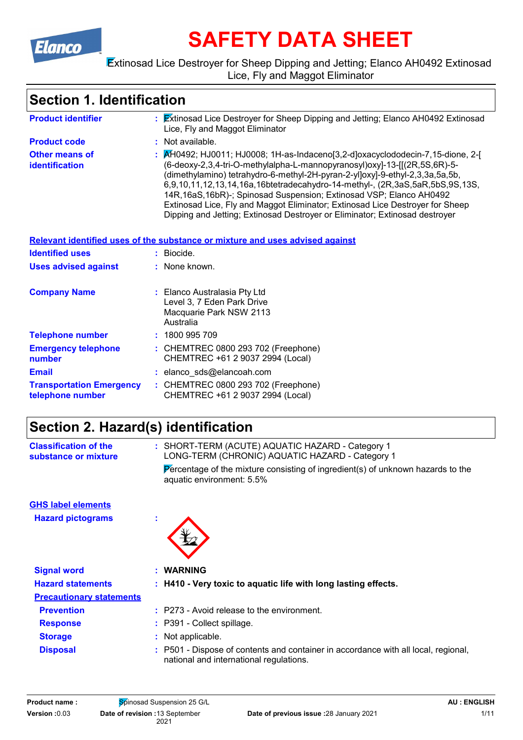# SAFETY DATA SHEET

Extinosad Lice Destroyer for Sheep Dipping and Jetting; Elanco AH0492 Extinosad Lice, Fly and Maggot Eliminator

## Section 1. Identification

**Product identifier** : Extinosad Lice Destroyer for Sheep Dipping and Jetting; Elanco AH0492 Extinosad Lice, Fly and Maggot Eliminator

**Product code** : Not available.

**Other means of identification** : AH0492; HJ0011; HJ0008; 1H-as-Indaceno[3,2-d]oxacyclododecin-7,15-dione, 2-[(6-deoxy-2,3,4-tri-O-methylalpha-L-mannopyranosyl)oxy]-13-[[(2R,5S,6R)-5-(dimethylamino) tetrahydro-6-methyl-2H-pyran-2-yl]oxy]-9-ethyl-2,3,3a,5a,5b,6,9,10,11,12,13,14,16a,16btetradecahydro-14-methyl-, (2R,3aS,5aR,5bS,9S,13S,14R,16aS,16bR)-; Spinosad Suspension; Extinosad VSP; Elanco AH0492 Extinosad Lice, Fly and Maggot Eliminator; Extinosad Lice Destroyer for Sheep Dipping and Jetting; Extinosad Destroyer or Eliminator; Extinosad destroyer

**Relevant identified uses of the substance or mixture and uses advised against**

**Identified uses** : Biocide.

**Uses advised against** : None known.

**Company Name** : Elanco Australasia Pty Ltd
Level 3, 7 Eden Park Drive
Macquarie Park NSW 2113
Australia

**Telephone number** : 1800 995 709

**Emergency telephone number** : CHEMTREC 0800 293 702 (Freephone)
CHEMTREC +61 2 9037 2994 (Local)

**Email** : elanco_sds@elancoah.com

**Transportation Emergency telephone number** : CHEMTREC 0800 293 702 (Freephone)
CHEMTREC +61 2 9037 2994 (Local)

## Section 2. Hazard(s) identification

**Classification of the substance or mixture** : SHORT-TERM (ACUTE) AQUATIC HAZARD - Category 1
LONG-TERM (CHRONIC) AQUATIC HAZARD - Category 1

Percentage of the mixture consisting of ingredient(s) of unknown hazards to the aquatic environment: 5.5%

**GHS label elements**

**Hazard pictograms** :

**Signal word** : **WARNING**

**Hazard statements** : **H410 - Very toxic to aquatic life with long lasting effects.**

**Precautionary statements**

**Prevention** : P273 - Avoid release to the environment.

**Response** : P391 - Collect spillage.

**Storage** : Not applicable.

**Disposal** : P501 - Dispose of contents and container in accordance with all local, regional, national and international regulations.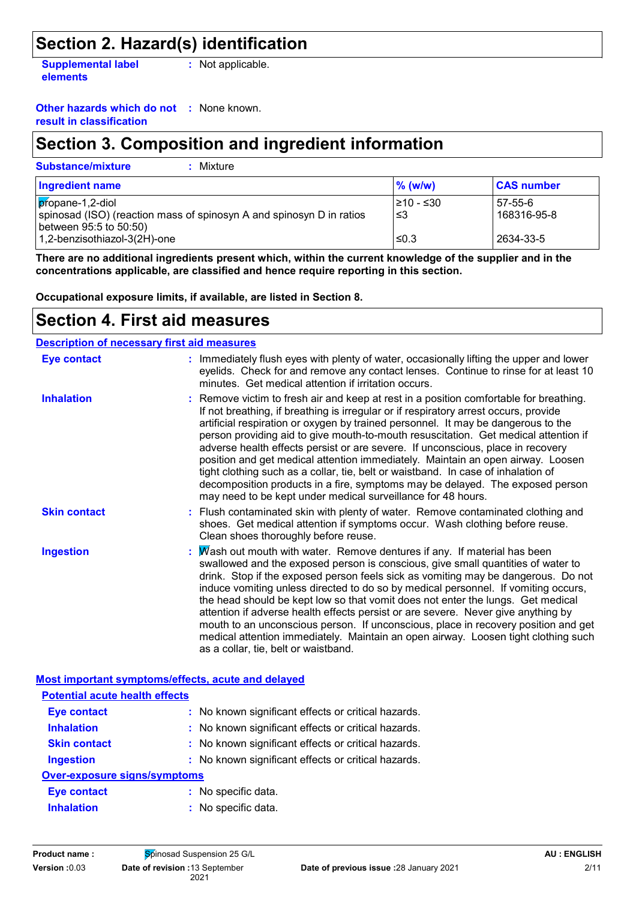## Section 2. Hazard(s) identification

**Supplemental label elements** : Not applicable.

**Other hazards which do not result in classification** : None known.

## Section 3. Composition and ingredient information

**Substance/mixture** : Mixture

| Ingredient name | % (w/w) | CAS number |
|---|---|---|
| propane-1,2-diol | ≥10 - ≤30 | 57-55-6 |
| spinosad (ISO) (reaction mass of spinosyn A and spinosyn D in ratios between 95:5 to 50:50) | ≤3 | 168316-95-8 |
| 1,2-benzisothiazol-3(2H)-one | ≤0.3 | 2634-33-5 |

**There are no additional ingredients present which, within the current knowledge of the supplier and in the concentrations applicable, are classified and hence require reporting in this section.**

**Occupational exposure limits, if available, are listed in Section 8.**

## Section 4. First aid measures

### Description of necessary first aid measures

**Eye contact** : Immediately flush eyes with plenty of water, occasionally lifting the upper and lower eyelids. Check for and remove any contact lenses. Continue to rinse for at least 10 minutes. Get medical attention if irritation occurs.

**Inhalation** : Remove victim to fresh air and keep at rest in a position comfortable for breathing. If not breathing, if breathing is irregular or if respiratory arrest occurs, provide artificial respiration or oxygen by trained personnel. It may be dangerous to the person providing aid to give mouth-to-mouth resuscitation. Get medical attention if adverse health effects persist or are severe. If unconscious, place in recovery position and get medical attention immediately. Maintain an open airway. Loosen tight clothing such as a collar, tie, belt or waistband. In case of inhalation of decomposition products in a fire, symptoms may be delayed. The exposed person may need to be kept under medical surveillance for 48 hours.

**Skin contact** : Flush contaminated skin with plenty of water. Remove contaminated clothing and shoes. Get medical attention if symptoms occur. Wash clothing before reuse. Clean shoes thoroughly before reuse.

**Ingestion** : Wash out mouth with water. Remove dentures if any. If material has been swallowed and the exposed person is conscious, give small quantities of water to drink. Stop if the exposed person feels sick as vomiting may be dangerous. Do not induce vomiting unless directed to do so by medical personnel. If vomiting occurs, the head should be kept low so that vomit does not enter the lungs. Get medical attention if adverse health effects persist or are severe. Never give anything by mouth to an unconscious person. If unconscious, place in recovery position and get medical attention immediately. Maintain an open airway. Loosen tight clothing such as a collar, tie, belt or waistband.

### Most important symptoms/effects, acute and delayed

#### Potential acute health effects

**Eye contact** : No known significant effects or critical hazards.

**Inhalation** : No known significant effects or critical hazards.

**Skin contact** : No known significant effects or critical hazards.

**Ingestion** : No known significant effects or critical hazards.

#### Over-exposure signs/symptoms

**Eye contact** : No specific data.

**Inhalation** : No specific data.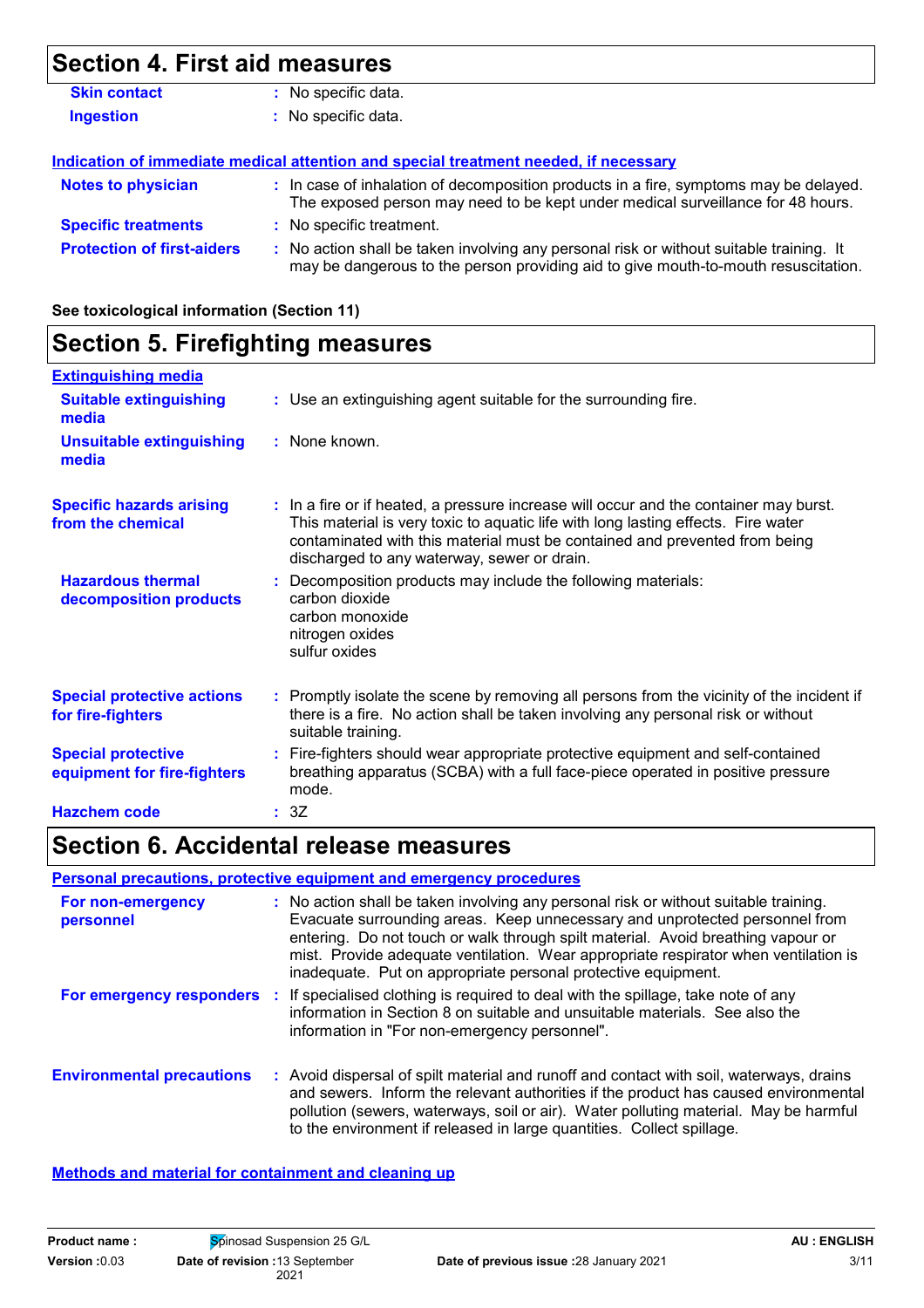## Section 4. First aid measures

**Skin contact** : No specific data.

**Ingestion** : No specific data.

**Indication of immediate medical attention and special treatment needed, if necessary**

**Notes to physician** : In case of inhalation of decomposition products in a fire, symptoms may be delayed. The exposed person may need to be kept under medical surveillance for 48 hours.

**Specific treatments** : No specific treatment.

**Protection of first-aiders** : No action shall be taken involving any personal risk or without suitable training. It may be dangerous to the person providing aid to give mouth-to-mouth resuscitation.

**See toxicological information (Section 11)**

## Section 5. Firefighting measures

**Extinguishing media**

**Suitable extinguishing media** : Use an extinguishing agent suitable for the surrounding fire.

**Unsuitable extinguishing media** : None known.

**Specific hazards arising from the chemical** : In a fire or if heated, a pressure increase will occur and the container may burst. This material is very toxic to aquatic life with long lasting effects. Fire water contaminated with this material must be contained and prevented from being discharged to any waterway, sewer or drain.

**Hazardous thermal decomposition products** : Decomposition products may include the following materials:
carbon dioxide
carbon monoxide
nitrogen oxides
sulfur oxides

**Special protective actions for fire-fighters** : Promptly isolate the scene by removing all persons from the vicinity of the incident if there is a fire. No action shall be taken involving any personal risk or without suitable training.

**Special protective equipment for fire-fighters** : Fire-fighters should wear appropriate protective equipment and self-contained breathing apparatus (SCBA) with a full face-piece operated in positive pressure mode.

**Hazchem code** : 3Z

## Section 6. Accidental release measures

**Personal precautions, protective equipment and emergency procedures**

**For non-emergency personnel** : No action shall be taken involving any personal risk or without suitable training. Evacuate surrounding areas. Keep unnecessary and unprotected personnel from entering. Do not touch or walk through spilt material. Avoid breathing vapour or mist. Provide adequate ventilation. Wear appropriate respirator when ventilation is inadequate. Put on appropriate personal protective equipment.

**For emergency responders** : If specialised clothing is required to deal with the spillage, take note of any information in Section 8 on suitable and unsuitable materials. See also the information in "For non-emergency personnel".

**Environmental precautions** : Avoid dispersal of spilt material and runoff and contact with soil, waterways, drains and sewers. Inform the relevant authorities if the product has caused environmental pollution (sewers, waterways, soil or air). Water polluting material. May be harmful to the environment if released in large quantities. Collect spillage.

**Methods and material for containment and cleaning up**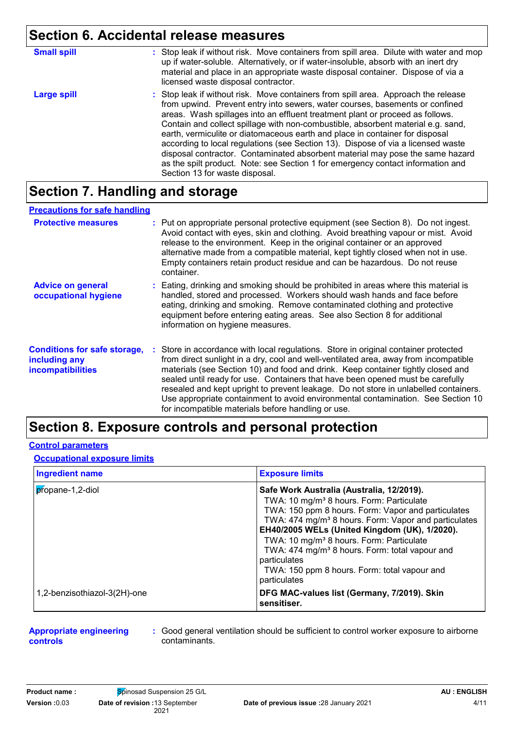## Section 6. Accidental release measures

**Small spill** : Stop leak if without risk. Move containers from spill area. Dilute with water and mop up if water-soluble. Alternatively, or if water-insoluble, absorb with an inert dry material and place in an appropriate waste disposal container. Dispose of via a licensed waste disposal contractor.

**Large spill** : Stop leak if without risk. Move containers from spill area. Approach the release from upwind. Prevent entry into sewers, water courses, basements or confined areas. Wash spillages into an effluent treatment plant or proceed as follows. Contain and collect spillage with non-combustible, absorbent material e.g. sand, earth, vermiculite or diatomaceous earth and place in container for disposal according to local regulations (see Section 13). Dispose of via a licensed waste disposal contractor. Contaminated absorbent material may pose the same hazard as the spilt product. Note: see Section 1 for emergency contact information and Section 13 for waste disposal.

## Section 7. Handling and storage

### Precautions for safe handling

**Protective measures** : Put on appropriate personal protective equipment (see Section 8). Do not ingest. Avoid contact with eyes, skin and clothing. Avoid breathing vapour or mist. Avoid release to the environment. Keep in the original container or an approved alternative made from a compatible material, kept tightly closed when not in use. Empty containers retain product residue and can be hazardous. Do not reuse container.

**Advice on general occupational hygiene** : Eating, drinking and smoking should be prohibited in areas where this material is handled, stored and processed. Workers should wash hands and face before eating, drinking and smoking. Remove contaminated clothing and protective equipment before entering eating areas. See also Section 8 for additional information on hygiene measures.

**Conditions for safe storage, including any incompatibilities** : Store in accordance with local regulations. Store in original container protected from direct sunlight in a dry, cool and well-ventilated area, away from incompatible materials (see Section 10) and food and drink. Keep container tightly closed and sealed until ready for use. Containers that have been opened must be carefully resealed and kept upright to prevent leakage. Do not store in unlabelled containers. Use appropriate containment to avoid environmental contamination. See Section 10 for incompatible materials before handling or use.

## Section 8. Exposure controls and personal protection

### Control parameters

#### Occupational exposure limits

| Ingredient name | Exposure limits |
|---|---|
| propane-1,2-diol | **Safe Work Australia (Australia, 12/2019).**<br>TWA: 10 mg/m³ 8 hours. Form: Particulate<br>TWA: 150 ppm 8 hours. Form: Vapor and particulates<br>TWA: 474 mg/m³ 8 hours. Form: Vapor and particulates<br>**EH40/2005 WELs (United Kingdom (UK), 1/2020).**<br>TWA: 10 mg/m³ 8 hours. Form: Particulate<br>TWA: 474 mg/m³ 8 hours. Form: total vapour and particulates<br>TWA: 150 ppm 8 hours. Form: total vapour and particulates |
| 1,2-benzisothiazol-3(2H)-one | **DFG MAC-values list (Germany, 7/2019). Skin sensitiser.** |

**Appropriate engineering controls** : Good general ventilation should be sufficient to control worker exposure to airborne contaminants.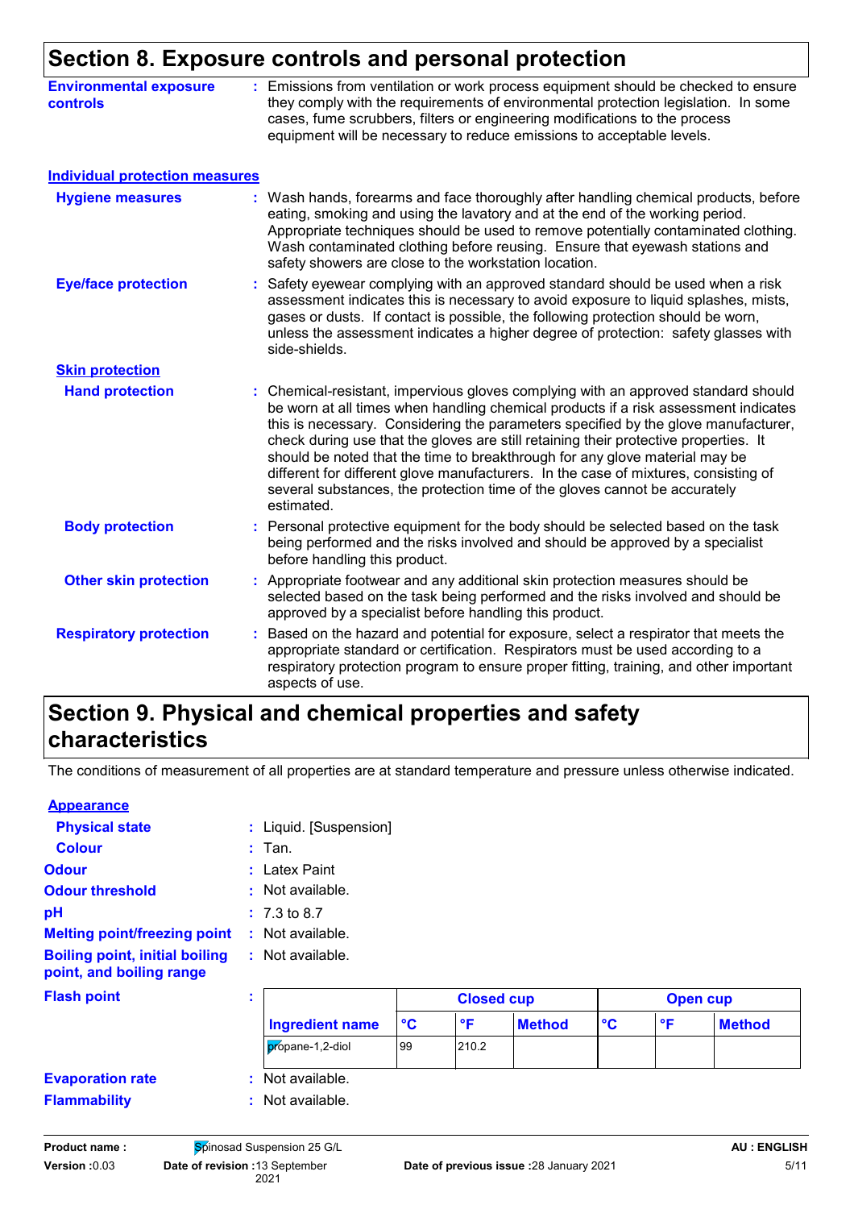## Section 8. Exposure controls and personal protection

**Environmental exposure controls** : Emissions from ventilation or work process equipment should be checked to ensure they comply with the requirements of environmental protection legislation. In some cases, fume scrubbers, filters or engineering modifications to the process equipment will be necessary to reduce emissions to acceptable levels.

### Individual protection measures

**Hygiene measures** : Wash hands, forearms and face thoroughly after handling chemical products, before eating, smoking and using the lavatory and at the end of the working period. Appropriate techniques should be used to remove potentially contaminated clothing. Wash contaminated clothing before reusing. Ensure that eyewash stations and safety showers are close to the workstation location.

**Eye/face protection** : Safety eyewear complying with an approved standard should be used when a risk assessment indicates this is necessary to avoid exposure to liquid splashes, mists, gases or dusts. If contact is possible, the following protection should be worn, unless the assessment indicates a higher degree of protection: safety glasses with side-shields.

**Skin protection**

**Hand protection** : Chemical-resistant, impervious gloves complying with an approved standard should be worn at all times when handling chemical products if a risk assessment indicates this is necessary. Considering the parameters specified by the glove manufacturer, check during use that the gloves are still retaining their protective properties. It should be noted that the time to breakthrough for any glove material may be different for different glove manufacturers. In the case of mixtures, consisting of several substances, the protection time of the gloves cannot be accurately estimated.

**Body protection** : Personal protective equipment for the body should be selected based on the task being performed and the risks involved and should be approved by a specialist before handling this product.

**Other skin protection** : Appropriate footwear and any additional skin protection measures should be selected based on the task being performed and the risks involved and should be approved by a specialist before handling this product.

**Respiratory protection** : Based on the hazard and potential for exposure, select a respirator that meets the appropriate standard or certification. Respirators must be used according to a respiratory protection program to ensure proper fitting, training, and other important aspects of use.

## Section 9. Physical and chemical properties and safety characteristics

The conditions of measurement of all properties are at standard temperature and pressure unless otherwise indicated.

**Appearance**

**Physical state** : Liquid. [Suspension]

**Colour** : Tan.

**Odour** : Latex Paint

**Odour threshold** : Not available.

**pH** : 7.3 to 8.7

**Melting point/freezing point** : Not available.

**Boiling point, initial boiling point, and boiling range** : Not available.

**Flash point** :

| | Closed cup | | | Open cup | | |
|---|---|---|---|---|---|---|
| **Ingredient name** | **°C** | **°F** | **Method** | **°C** | **°F** | **Method** |
| propane-1,2-diol | 99 | 210.2 | | | | |

**Evaporation rate** : Not available.

**Flammability** : Not available.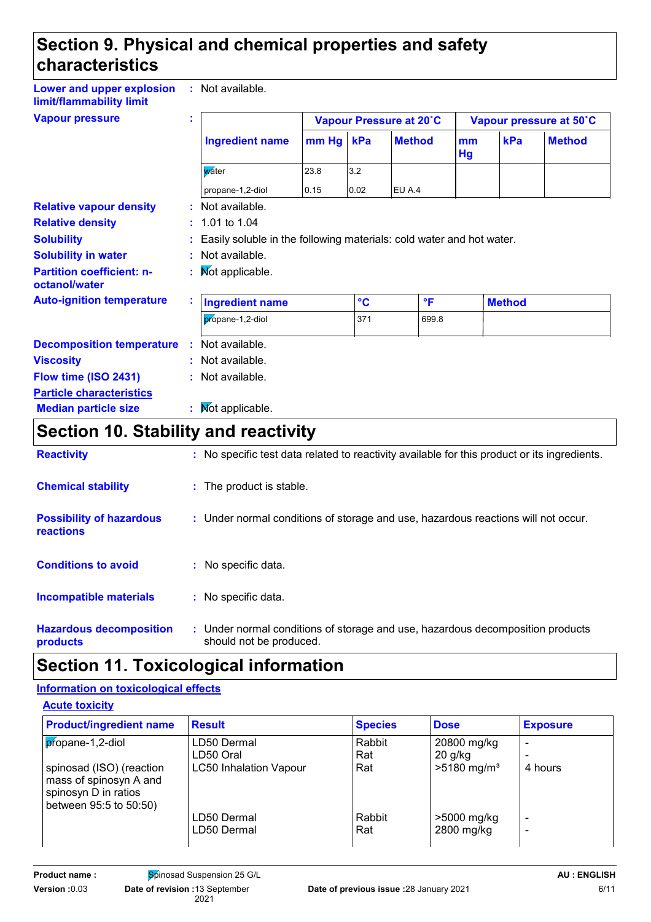## Section 9. Physical and chemical properties and safety characteristics

**Lower and upper explosion limit/flammability limit** : Not available.

**Vapour pressure** :

| Ingredient name | Vapour Pressure at 20˚C | | | Vapour pressure at 50˚C | | |
|---|---|---|---|---|---|---|
| | mm Hg | kPa | Method | mm Hg | kPa | Method |
| water | 23.8 | 3.2 | | | | |
| propane-1,2-diol | 0.15 | 0.02 | EU A.4 | | | |

**Relative vapour density** : Not available.

**Relative density** : 1.01 to 1.04

**Solubility** : Easily soluble in the following materials: cold water and hot water.

**Solubility in water** : Not available.

**Partition coefficient: n-octanol/water** : Not applicable.

**Auto-ignition temperature** :

| Ingredient name | °C | °F | Method |
|---|---|---|---|
| propane-1,2-diol | 371 | 699.8 | |

**Decomposition temperature** : Not available.

**Viscosity** : Not available.

**Flow time (ISO 2431)** : Not available.

**Particle characteristics**

**Median particle size** : Not applicable.

## Section 10. Stability and reactivity

**Reactivity** : No specific test data related to reactivity available for this product or its ingredients.

**Chemical stability** : The product is stable.

**Possibility of hazardous reactions** : Under normal conditions of storage and use, hazardous reactions will not occur.

**Conditions to avoid** : No specific data.

**Incompatible materials** : No specific data.

**Hazardous decomposition products** : Under normal conditions of storage and use, hazardous decomposition products should not be produced.

## Section 11. Toxicological information

**Information on toxicological effects**

**Acute toxicity**

| Product/ingredient name | Result | Species | Dose | Exposure |
|---|---|---|---|---|
| propane-1,2-diol | LD50 Dermal | Rabbit | 20800 mg/kg | - |
| | LD50 Oral | Rat | 20 g/kg | - |
| spinosad (ISO) (reaction mass of spinosyn A and spinosyn D in ratios between 95:5 to 50:50) | LC50 Inhalation Vapour | Rat | >5180 mg/m³ | 4 hours |
| | LD50 Dermal | Rabbit | >5000 mg/kg | - |
| | LD50 Dermal | Rat | 2800 mg/kg | - |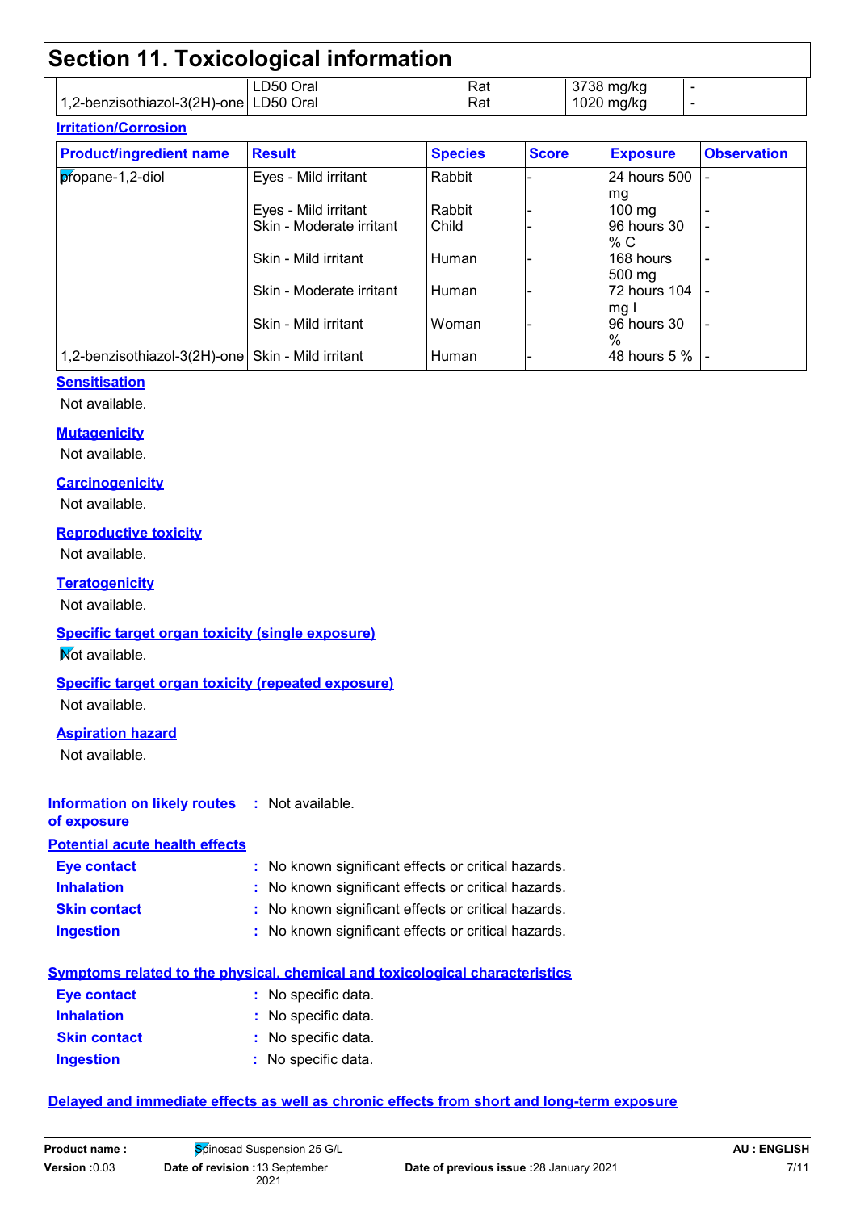# Section 11. Toxicological information

| | | | | |
|---|---|---|---|---|
| | LD50 Oral | Rat | 3738 mg/kg | - |
| 1,2-benzisothiazol-3(2H)-one | LD50 Oral | Rat | 1020 mg/kg | - |

**Irritation/Corrosion**

| Product/ingredient name | Result | Species | Score | Exposure | Observation |
|---|---|---|---|---|---|
| propane-1,2-diol | Eyes - Mild irritant | Rabbit | - | 24 hours 500 mg | - |
| | Eyes - Mild irritant | Rabbit | - | 100 mg | - |
| | Skin - Moderate irritant | Child | - | 96 hours 30 % C | - |
| | Skin - Mild irritant | Human | - | 168 hours 500 mg | - |
| | Skin - Moderate irritant | Human | - | 72 hours 104 mg I | - |
| | Skin - Mild irritant | Woman | - | 96 hours 30 % | - |
| 1,2-benzisothiazol-3(2H)-one | Skin - Mild irritant | Human | - | 48 hours 5 % | - |

**Sensitisation**

Not available.

**Mutagenicity**

Not available.

**Carcinogenicity**

Not available.

**Reproductive toxicity**

Not available.

**Teratogenicity**

Not available.

**Specific target organ toxicity (single exposure)**

Not available.

**Specific target organ toxicity (repeated exposure)**

Not available.

**Aspiration hazard**

Not available.

**Information on likely routes of exposure** : Not available.

**Potential acute health effects**

**Eye contact** : No known significant effects or critical hazards.
**Inhalation** : No known significant effects or critical hazards.
**Skin contact** : No known significant effects or critical hazards.
**Ingestion** : No known significant effects or critical hazards.

**Symptoms related to the physical, chemical and toxicological characteristics**

**Eye contact** : No specific data.
**Inhalation** : No specific data.
**Skin contact** : No specific data.
**Ingestion** : No specific data.

**Delayed and immediate effects as well as chronic effects from short and long-term exposure**

**Product name :** Spinosad Suspension 25 G/L **AU : ENGLISH**
**Version :** 0.03 **Date of revision :** 13 September 2021 **Date of previous issue :** 28 January 2021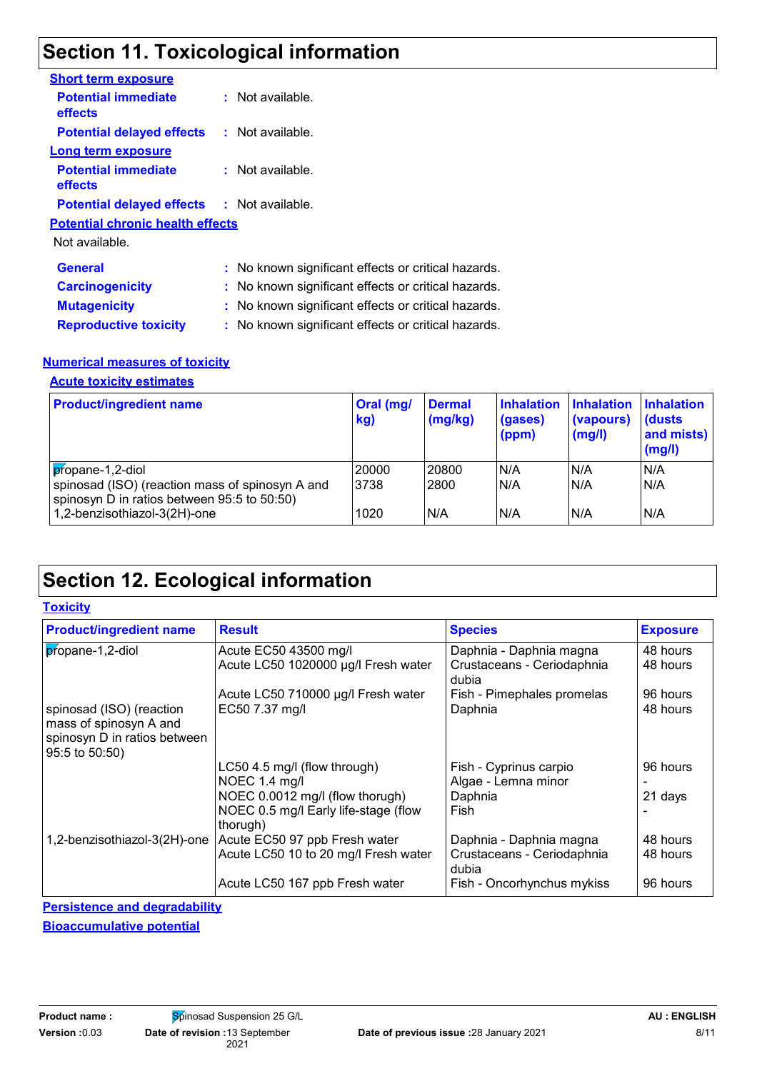# Section 11. Toxicological information

**Short term exposure**

**Potential immediate effects** : Not available.

**Potential delayed effects** : Not available.

**Long term exposure**

**Potential immediate effects** : Not available.

**Potential delayed effects** : Not available.

**Potential chronic health effects**

Not available.

**General** : No known significant effects or critical hazards.

**Carcinogenicity** : No known significant effects or critical hazards.

**Mutagenicity** : No known significant effects or critical hazards.

**Reproductive toxicity** : No known significant effects or critical hazards.

**Numerical measures of toxicity**

**Acute toxicity estimates**

| Product/ingredient name | Oral (mg/kg) | Dermal (mg/kg) | Inhalation (gases) (ppm) | Inhalation (vapours) (mg/l) | Inhalation (dusts and mists) (mg/l) |
|---|---|---|---|---|---|
| propane-1,2-diol | 20000 | 20800 | N/A | N/A | N/A |
| spinosad (ISO) (reaction mass of spinosyn A and spinosyn D in ratios between 95:5 to 50:50) | 3738 | 2800 | N/A | N/A | N/A |
| 1,2-benzisothiazol-3(2H)-one | 1020 | N/A | N/A | N/A | N/A |

# Section 12. Ecological information

**Toxicity**

| Product/ingredient name | Result | Species | Exposure |
|---|---|---|---|
| propane-1,2-diol | Acute EC50 43500 mg/l | Daphnia - Daphnia magna | 48 hours |
| | Acute LC50 1020000 µg/l Fresh water | Crustaceans - Ceriodaphnia dubia | 48 hours |
| | Acute LC50 710000 µg/l Fresh water | Fish - Pimephales promelas | 96 hours |
| spinosad (ISO) (reaction mass of spinosyn A and spinosyn D in ratios between 95:5 to 50:50) | EC50 7.37 mg/l | Daphnia | 48 hours |
| | LC50 4.5 mg/l (flow through) | Fish - Cyprinus carpio | 96 hours |
| | NOEC 1.4 mg/l | Algae - Lemna minor | - |
| | NOEC 0.0012 mg/l (flow thorugh) | Daphnia | 21 days |
| | NOEC 0.5 mg/l Early life-stage (flow thorugh) | Fish | - |
| 1,2-benzisothiazol-3(2H)-one | Acute EC50 97 ppb Fresh water | Daphnia - Daphnia magna | 48 hours |
| | Acute LC50 10 to 20 mg/l Fresh water | Crustaceans - Ceriodaphnia dubia | 48 hours |
| | Acute LC50 167 ppb Fresh water | Fish - Oncorhynchus mykiss | 96 hours |

**Persistence and degradability**

**Bioaccumulative potential**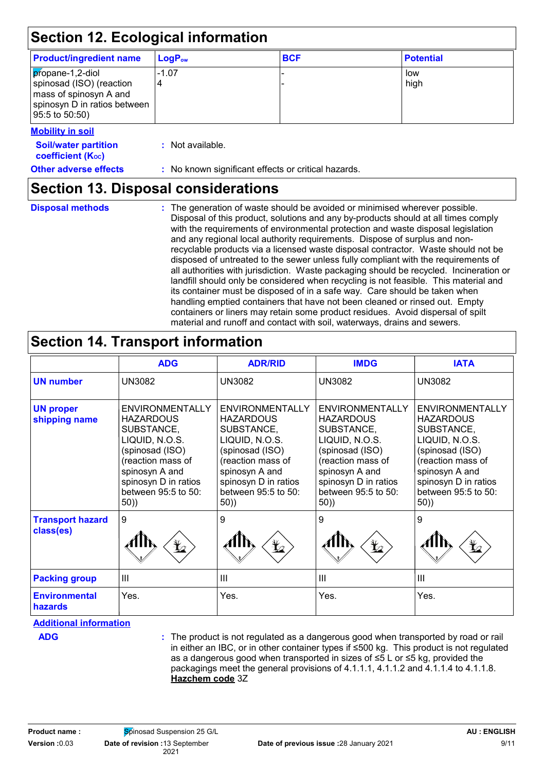## Section 12. Ecological information

| Product/ingredient name | $LogP_{ow}$ | BCF | Potential |
|---|---|---|---|
| propane-1,2-diol | -1.07 | - | low |
| spinosad (ISO) (reaction mass of spinosyn A and spinosyn D in ratios between 95:5 to 50:50) | 4 | - | high |

### Mobility in soil

**Soil/water partition coefficient ($K_{OC}$)** : Not available.

**Other adverse effects** : No known significant effects or critical hazards.

## Section 13. Disposal considerations

**Disposal methods** : The generation of waste should be avoided or minimised wherever possible. Disposal of this product, solutions and any by-products should at all times comply with the requirements of environmental protection and waste disposal legislation and any regional local authority requirements. Dispose of surplus and non-recyclable products via a licensed waste disposal contractor. Waste should not be disposed of untreated to the sewer unless fully compliant with the requirements of all authorities with jurisdiction. Waste packaging should be recycled. Incineration or landfill should only be considered when recycling is not feasible. This material and its container must be disposed of in a safe way. Care should be taken when handling emptied containers that have not been cleaned or rinsed out. Empty containers or liners may retain some product residues. Avoid dispersal of spilt material and runoff and contact with soil, waterways, drains and sewers.

## Section 14. Transport information

| | ADG | ADR/RID | IMDG | IATA |
|---|---|---|---|---|
| **UN number** | UN3082 | UN3082 | UN3082 | UN3082 |
| **UN proper shipping name** | ENVIRONMENTALLY HAZARDOUS SUBSTANCE, LIQUID, N.O.S. (spinosad (ISO) (reaction mass of spinosyn A and spinosyn D in ratios between 95:5 to 50: 50)) | ENVIRONMENTALLY HAZARDOUS SUBSTANCE, LIQUID, N.O.S. (spinosad (ISO) (reaction mass of spinosyn A and spinosyn D in ratios between 95:5 to 50: 50)) | ENVIRONMENTALLY HAZARDOUS SUBSTANCE, LIQUID, N.O.S. (spinosad (ISO) (reaction mass of spinosyn A and spinosyn D in ratios between 95:5 to 50: 50)) | ENVIRONMENTALLY HAZARDOUS SUBSTANCE, LIQUID, N.O.S. (spinosad (ISO) (reaction mass of spinosyn A and spinosyn D in ratios between 95:5 to 50: 50)) |
| **Transport hazard class(es)** | 9 | 9 | 9 | 9 |
| **Packing group** | III | III | III | III |
| **Environmental hazards** | Yes. | Yes. | Yes. | Yes. |

### Additional information

**ADG** : The product is not regulated as a dangerous good when transported by road or rail in either an IBC, or in other container types if ≤500 kg. This product is not regulated as a dangerous good when transported in sizes of ≤5 L or ≤5 kg, provided the packagings meet the general provisions of 4.1.1.1, 4.1.1.2 and 4.1.1.4 to 4.1.1.8.
**Hazchem code** 3Z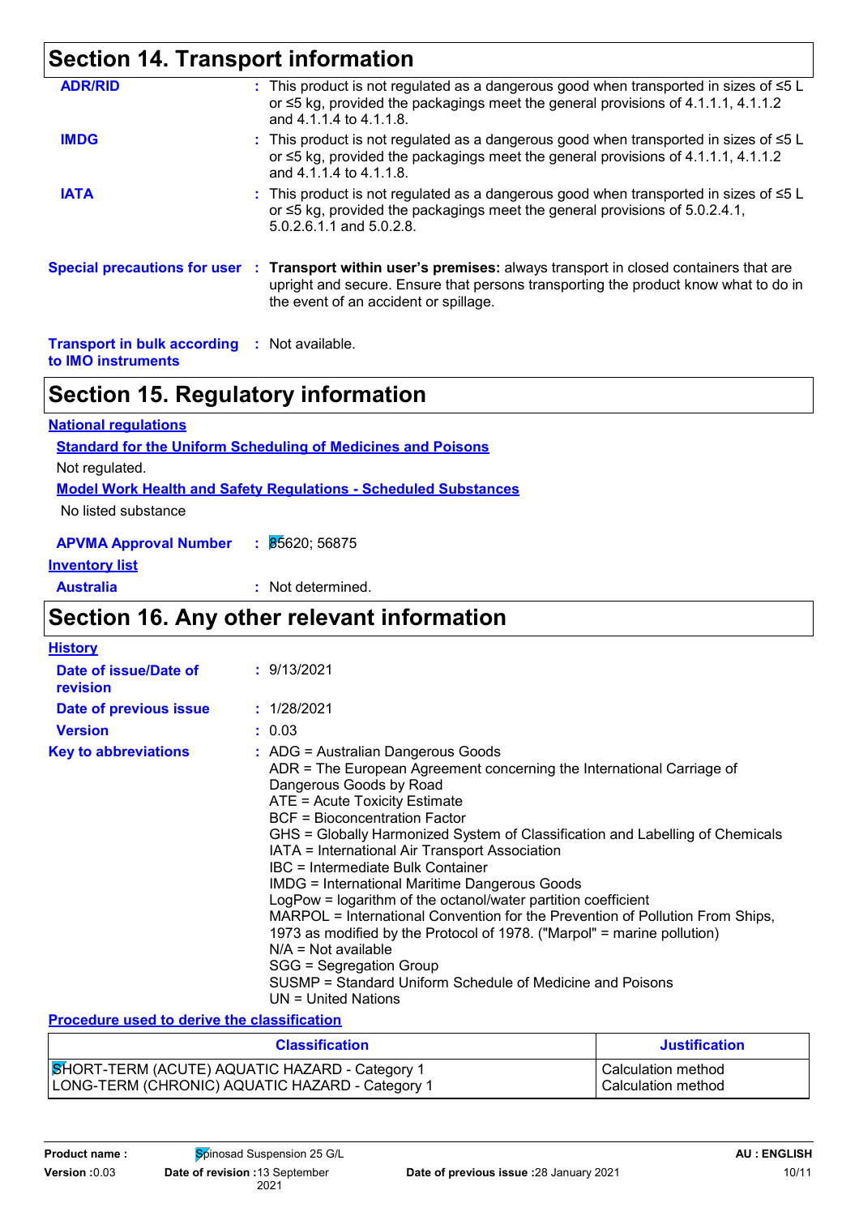## Section 14. Transport information

**ADR/RID** : This product is not regulated as a dangerous good when transported in sizes of ≤5 L or ≤5 kg, provided the packagings meet the general provisions of 4.1.1.1, 4.1.1.2 and 4.1.1.4 to 4.1.1.8.

**IMDG** : This product is not regulated as a dangerous good when transported in sizes of ≤5 L or ≤5 kg, provided the packagings meet the general provisions of 4.1.1.1, 4.1.1.2 and 4.1.1.4 to 4.1.1.8.

**IATA** : This product is not regulated as a dangerous good when transported in sizes of ≤5 L or ≤5 kg, provided the packagings meet the general provisions of 5.0.2.4.1, 5.0.2.6.1.1 and 5.0.2.8.

**Special precautions for user** : **Transport within user's premises:** always transport in closed containers that are upright and secure. Ensure that persons transporting the product know what to do in the event of an accident or spillage.

**Transport in bulk according to IMO instruments** : Not available.

## Section 15. Regulatory information

**National regulations**

**Standard for the Uniform Scheduling of Medicines and Poisons**

Not regulated.

**Model Work Health and Safety Regulations - Scheduled Substances**

No listed substance

**APVMA Approval Number** : 85620; 56875

**Inventory list**

**Australia** : Not determined.

## Section 16. Any other relevant information

**History**

**Date of issue/Date of revision** : 9/13/2021

**Date of previous issue** : 1/28/2021

**Version** : 0.03

**Key to abbreviations** :
ADG = Australian Dangerous Goods
ADR = The European Agreement concerning the International Carriage of Dangerous Goods by Road
ATE = Acute Toxicity Estimate
BCF = Bioconcentration Factor
GHS = Globally Harmonized System of Classification and Labelling of Chemicals
IATA = International Air Transport Association
IBC = Intermediate Bulk Container
IMDG = International Maritime Dangerous Goods
LogPow = logarithm of the octanol/water partition coefficient
MARPOL = International Convention for the Prevention of Pollution From Ships, 1973 as modified by the Protocol of 1978. ("Marpol" = marine pollution)
N/A = Not available
SGG = Segregation Group
SUSMP = Standard Uniform Schedule of Medicine and Poisons
UN = United Nations

**Procedure used to derive the classification**

| Classification | Justification |
|---|---|
| SHORT-TERM (ACUTE) AQUATIC HAZARD - Category 1 | Calculation method |
| LONG-TERM (CHRONIC) AQUATIC HAZARD - Category 1 | Calculation method |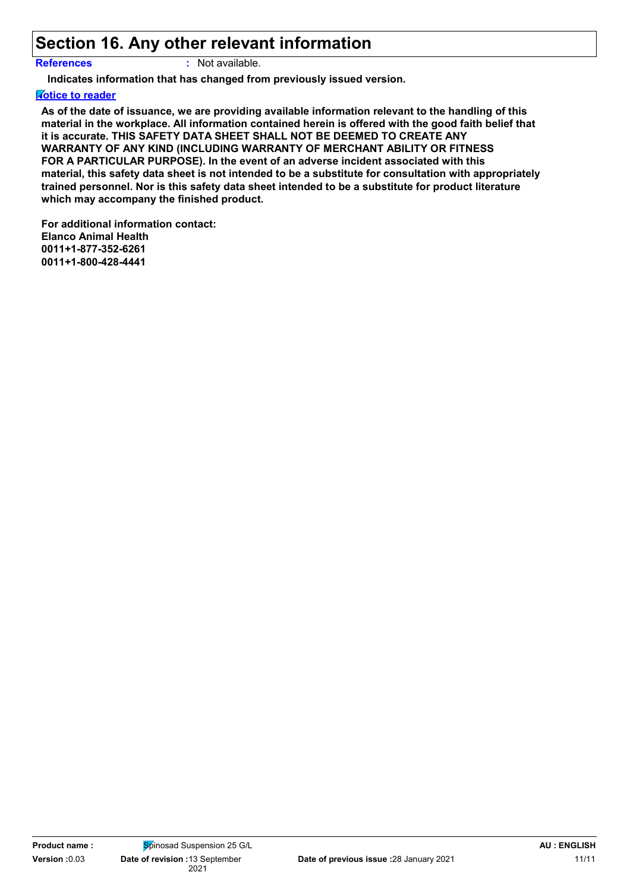# Section 16. Any other relevant information

**References** : Not available.

**Indicates information that has changed from previously issued version.**

**Notice to reader**

**As of the date of issuance, we are providing available information relevant to the handling of this material in the workplace. All information contained herein is offered with the good faith belief that it is accurate. THIS SAFETY DATA SHEET SHALL NOT BE DEEMED TO CREATE ANY WARRANTY OF ANY KIND (INCLUDING WARRANTY OF MERCHANT ABILITY OR FITNESS FOR A PARTICULAR PURPOSE). In the event of an adverse incident associated with this material, this safety data sheet is not intended to be a substitute for consultation with appropriately trained personnel. Nor is this safety data sheet intended to be a substitute for product literature which may accompany the finished product.**

**For additional information contact:**
**Elanco Animal Health**
**0011+1-877-352-6261**
**0011+1-800-428-4441**